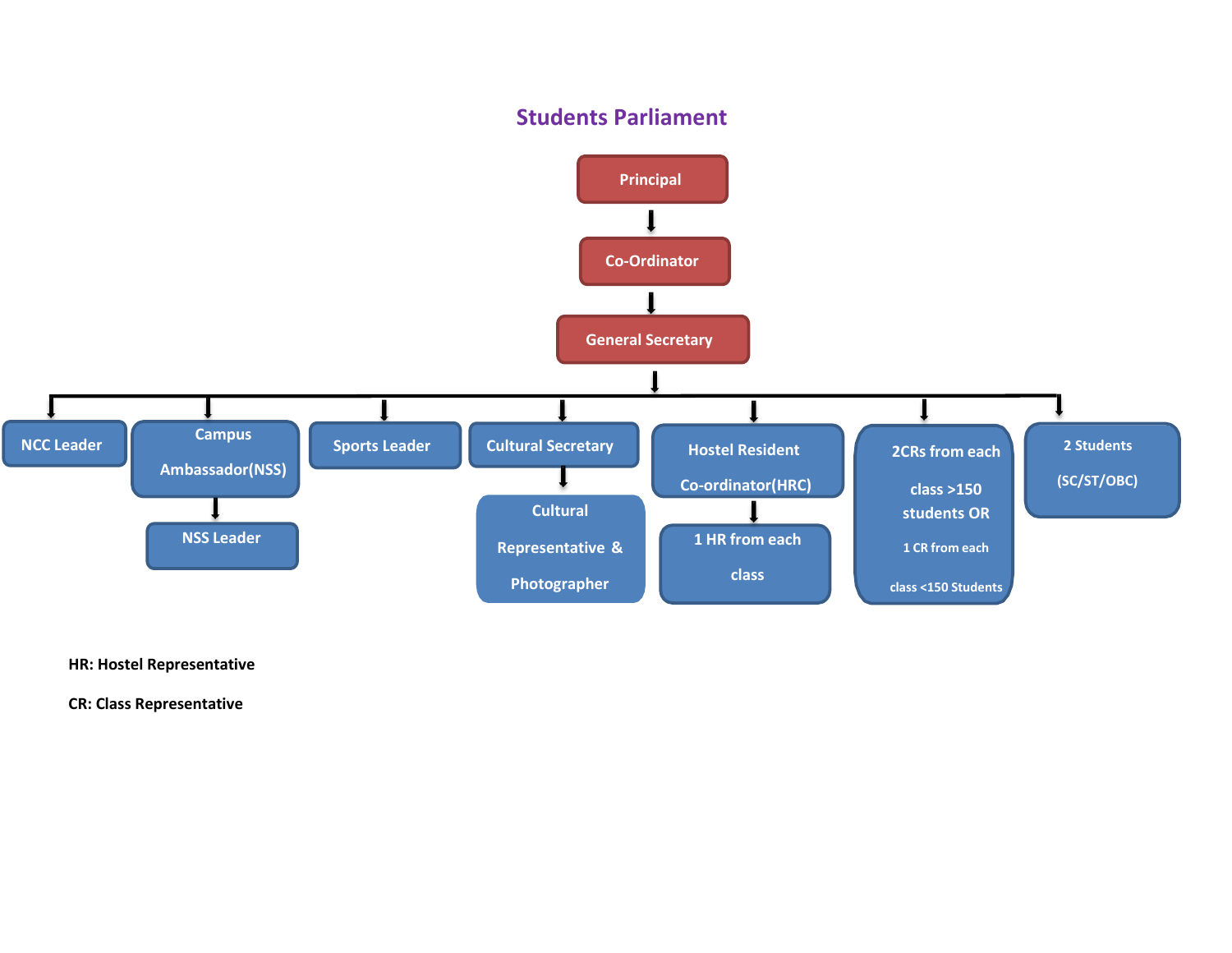# Students Parliament

- **Principal**
  - **Co-Ordinator**
    - **General Secretary**
      - NCC Leader
      - Campus Ambassador(NSS)
        - NSS Leader
      - Sports Leader
      - Cultural Secretary
        - Cultural Representative & Photographer
      - Hostel Resident Co-ordinator(HRC)
        - 1 HR from each class
      - 2CRs from each class >150 students OR 1 CR from each class <150 Students
      - 2 Students (SC/ST/OBC)

**HR: Hostel Representative**

**CR: Class Representative**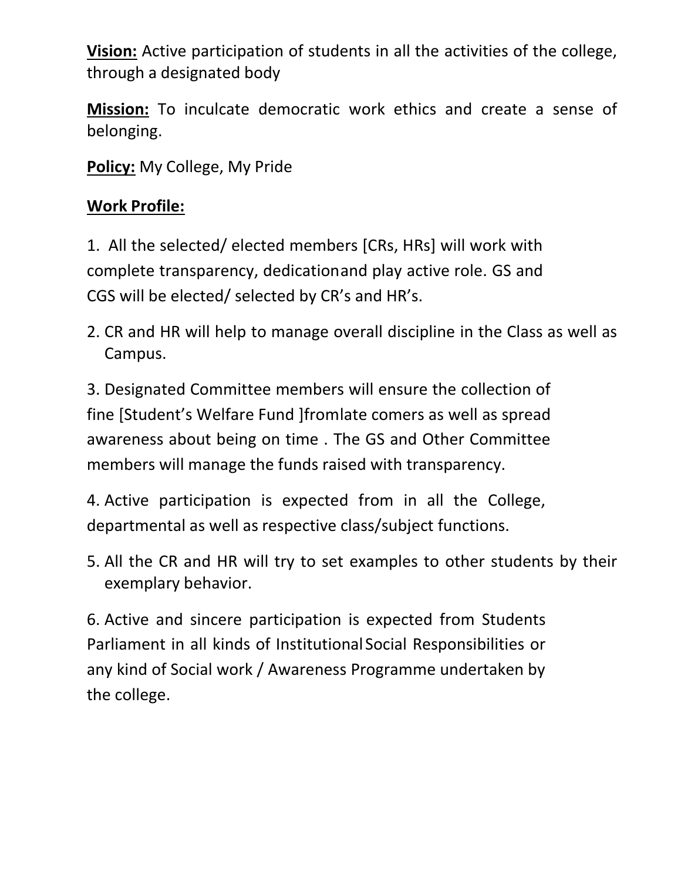**<u>Vision:</u>** Active participation of students in all the activities of the college, through a designated body

**<u>Mission:</u>** To inculcate democratic work ethics and create a sense of belonging.

**<u>Policy:</u>** My College, My Pride

**<u>Work Profile:</u>**

1. All the selected/ elected members [CRs, HRs] will work with complete transparency, dedicationand play active role. GS and CGS will be elected/ selected by CR's and HR's.

2. CR and HR will help to manage overall discipline in the Class as well as Campus.

3. Designated Committee members will ensure the collection of fine [Student's Welfare Fund ]fromlate comers as well as spread awareness about being on time . The GS and Other Committee members will manage the funds raised with transparency.

4. Active participation is expected from in all the College, departmental as well as respective class/subject functions.

5. All the CR and HR will try to set examples to other students by their exemplary behavior.

6. Active and sincere participation is expected from Students Parliament in all kinds of Institutional Social Responsibilities or any kind of Social work / Awareness Programme undertaken by the college.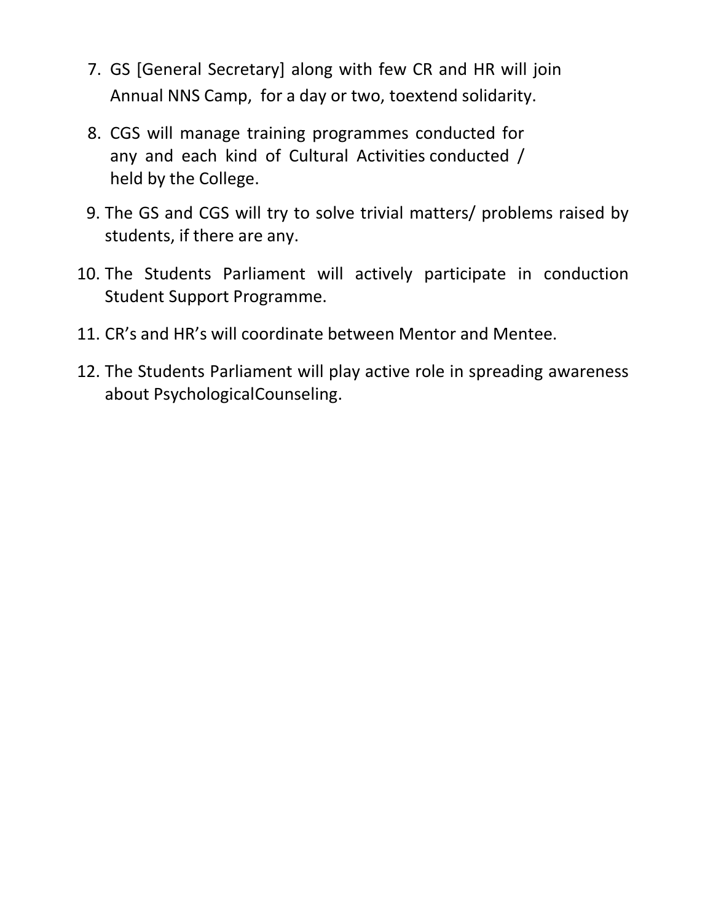7. GS [General Secretary] along with few CR and HR will join Annual NNS Camp, for a day or two, toextend solidarity.
8. CGS will manage training programmes conducted for any and each kind of Cultural Activities conducted / held by the College.
9. The GS and CGS will try to solve trivial matters/ problems raised by students, if there are any.
10. The Students Parliament will actively participate in conduction Student Support Programme.
11. CR’s and HR’s will coordinate between Mentor and Mentee.
12. The Students Parliament will play active role in spreading awareness about PsychologicalCounseling.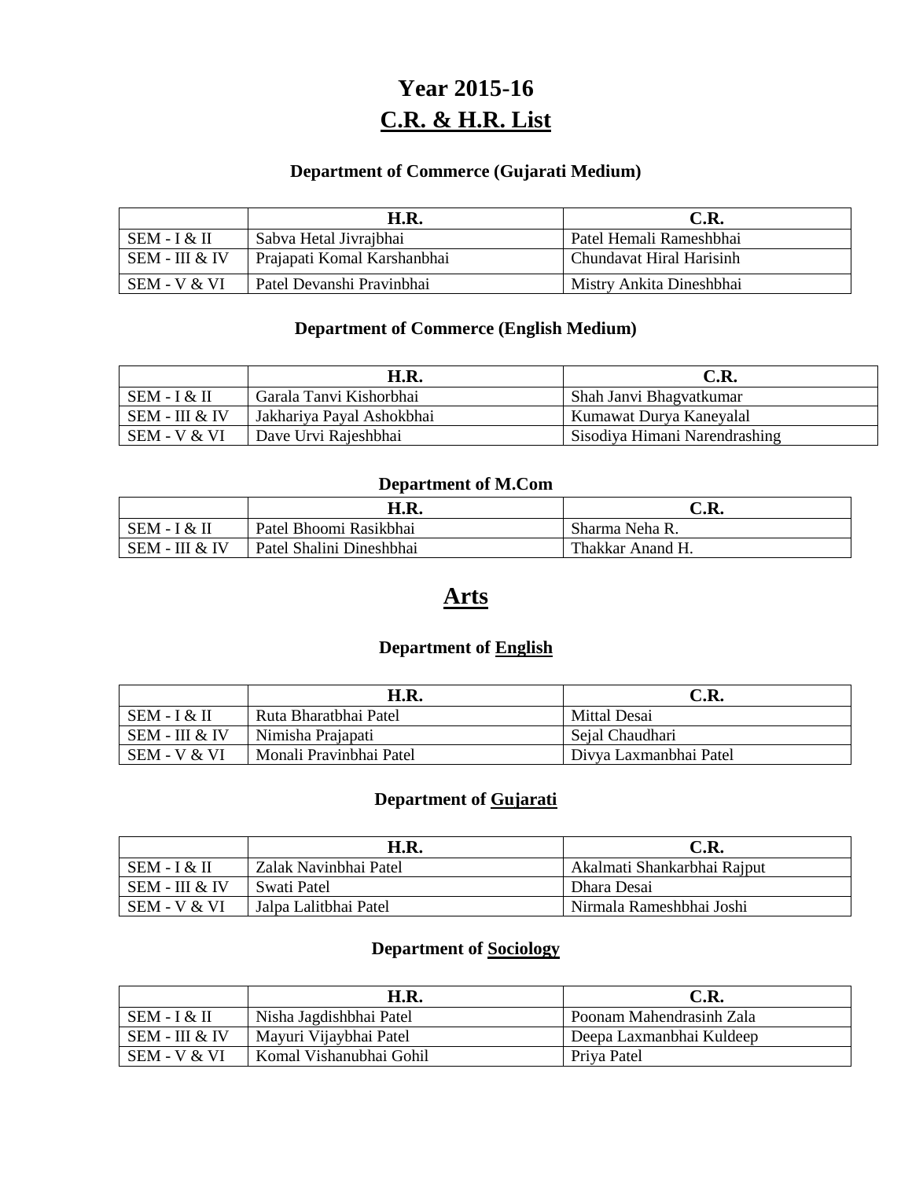# Year 2015-16
# C.R. & H.R. List

### Department of Commerce (Gujarati Medium)

| | H.R. | C.R. |
|---|---|---|
| SEM - I & II | Sabva Hetal Jivrajbhai | Patel Hemali Rameshbhai |
| SEM - III & IV | Prajapati Komal Karshanbhai | Chundavat Hiral Harisinh |
| SEM - V & VI | Patel Devanshi Pravinbhai | Mistry Ankita Dineshbhai |

### Department of Commerce (English Medium)

| | H.R. | C.R. |
|---|---|---|
| SEM - I & II | Garala Tanvi Kishorbhai | Shah Janvi Bhagvatkumar |
| SEM - III & IV | Jakhariya Payal Ashokbhai | Kumawat Durya Kaneyalal |
| SEM - V & VI | Dave Urvi Rajeshbhai | Sisodiya Himani Narendrashing |

### Department of M.Com

| | H.R. | C.R. |
|---|---|---|
| SEM - I & II | Patel Bhoomi Rasikbhai | Sharma Neha R. |
| SEM - III & IV | Patel Shalini Dineshbhai | Thakkar Anand H. |

## Arts

### Department of English

| | H.R. | C.R. |
|---|---|---|
| SEM - I & II | Ruta Bharatbhai Patel | Mittal Desai |
| SEM - III & IV | Nimisha Prajapati | Sejal Chaudhari |
| SEM - V & VI | Monali Pravinbhai Patel | Divya Laxmanbhai Patel |

### Department of Gujarati

| | H.R. | C.R. |
|---|---|---|
| SEM - I & II | Zalak Navinbhai Patel | Akalmati Shankarbhai Rajput |
| SEM - III & IV | Swati Patel | Dhara Desai |
| SEM - V & VI | Jalpa Lalitbhai Patel | Nirmala Rameshbhai Joshi |

### Department of Sociology

| | H.R. | C.R. |
|---|---|---|
| SEM - I & II | Nisha Jagdishbhai Patel | Poonam Mahendrasinh Zala |
| SEM - III & IV | Mayuri Vijaybhai Patel | Deepa Laxmanbhai Kuldeep |
| SEM - V & VI | Komal Vishanubhai Gohil | Priya Patel |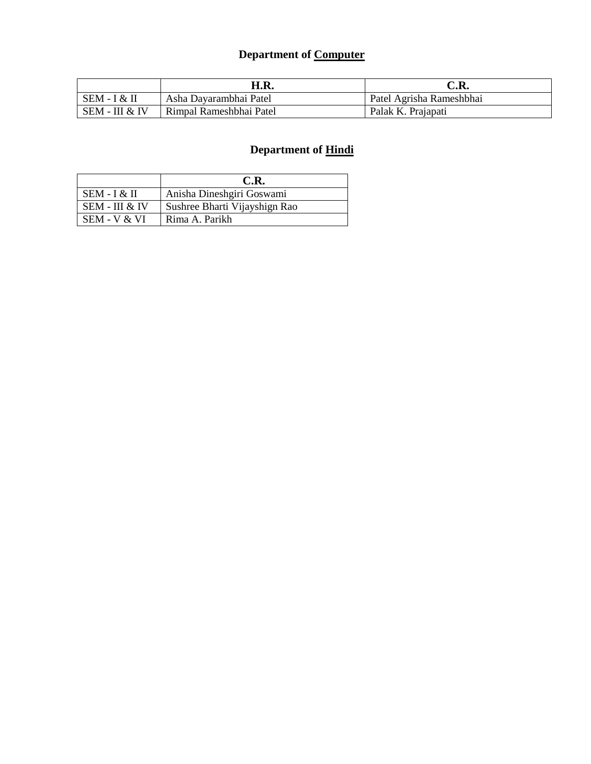## Department of Computer

| | H.R. | C.R. |
|---|---|---|
| SEM - I & II | Asha Dayarambhai Patel | Patel Agrisha Rameshbhai |
| SEM - III & IV | Rimpal Rameshbhai Patel | Palak K. Prajapati |

## Department of Hindi

| | C.R. |
|---|---|
| SEM - I & II | Anisha Dineshgiri Goswami |
| SEM - III & IV | Sushree Bharti Vijayshign Rao |
| SEM - V & VI | Rima A. Parikh |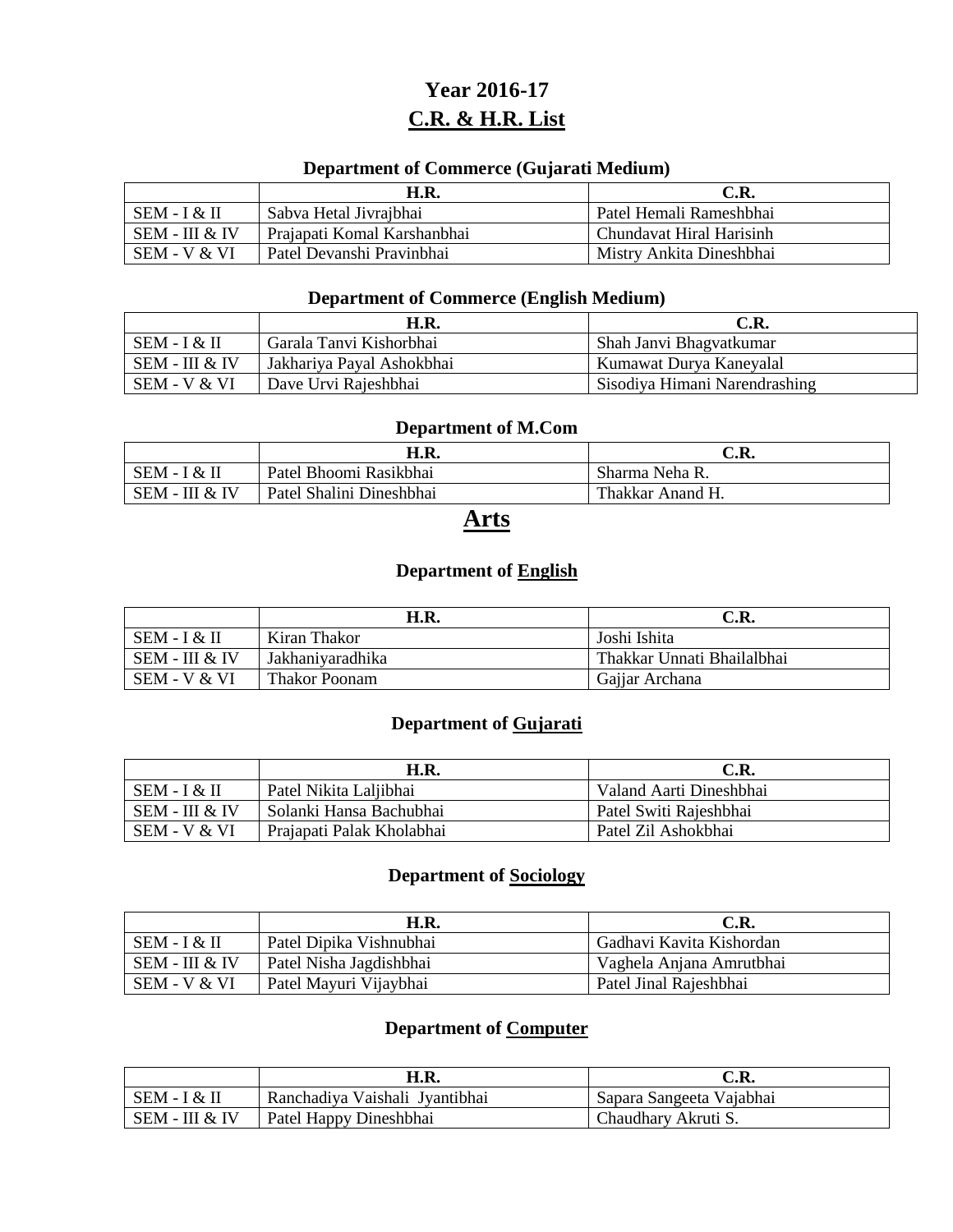# Year 2016-17

## C.R. & H.R. List

### Department of Commerce (Gujarati Medium)

| | H.R. | C.R. |
|---|---|---|
| SEM - I & II | Sabva Hetal Jivrajbhai | Patel Hemali Rameshbhai |
| SEM - III & IV | Prajapati Komal Karshanbhai | Chundavat Hiral Harisinh |
| SEM - V & VI | Patel Devanshi Pravinbhai | Mistry Ankita Dineshbhai |

### Department of Commerce (English Medium)

| | H.R. | C.R. |
|---|---|---|
| SEM - I & II | Garala Tanvi Kishorbhai | Shah Janvi Bhagvatkumar |
| SEM - III & IV | Jakhariya Payal Ashokbhai | Kumawat Durya Kaneyalal |
| SEM - V & VI | Dave Urvi Rajeshbhai | Sisodiya Himani Narendrashing |

### Department of M.Com

| | H.R. | C.R. |
|---|---|---|
| SEM - I & II | Patel Bhoomi Rasikbhai | Sharma Neha R. |
| SEM - III & IV | Patel Shalini Dineshbhai | Thakkar Anand H. |

## Arts

### Department of English

| | H.R. | C.R. |
|---|---|---|
| SEM - I & II | Kiran Thakor | Joshi Ishita |
| SEM - III & IV | Jakhaniyaradhika | Thakkar Unnati Bhailalbhai |
| SEM - V & VI | Thakor Poonam | Gajjar Archana |

### Department of Gujarati

| | H.R. | C.R. |
|---|---|---|
| SEM - I & II | Patel Nikita Laljibhai | Valand Aarti Dineshbhai |
| SEM - III & IV | Solanki Hansa Bachubhai | Patel Switi Rajeshbhai |
| SEM - V & VI | Prajapati Palak Kholabhai | Patel Zil Ashokbhai |

### Department of Sociology

| | H.R. | C.R. |
|---|---|---|
| SEM - I & II | Patel Dipika Vishnubhai | Gadhavi Kavita Kishordan |
| SEM - III & IV | Patel Nisha Jagdishbhai | Vaghela Anjana Amrutbhai |
| SEM - V & VI | Patel Mayuri Vijaybhai | Patel Jinal Rajeshbhai |

### Department of Computer

| | H.R. | C.R. |
|---|---|---|
| SEM - I & II | Ranchadiya Vaishali Jyantibhai | Sapara Sangeeta Vajabhai |
| SEM - III & IV | Patel Happy Dineshbhai | Chaudhary Akruti S. |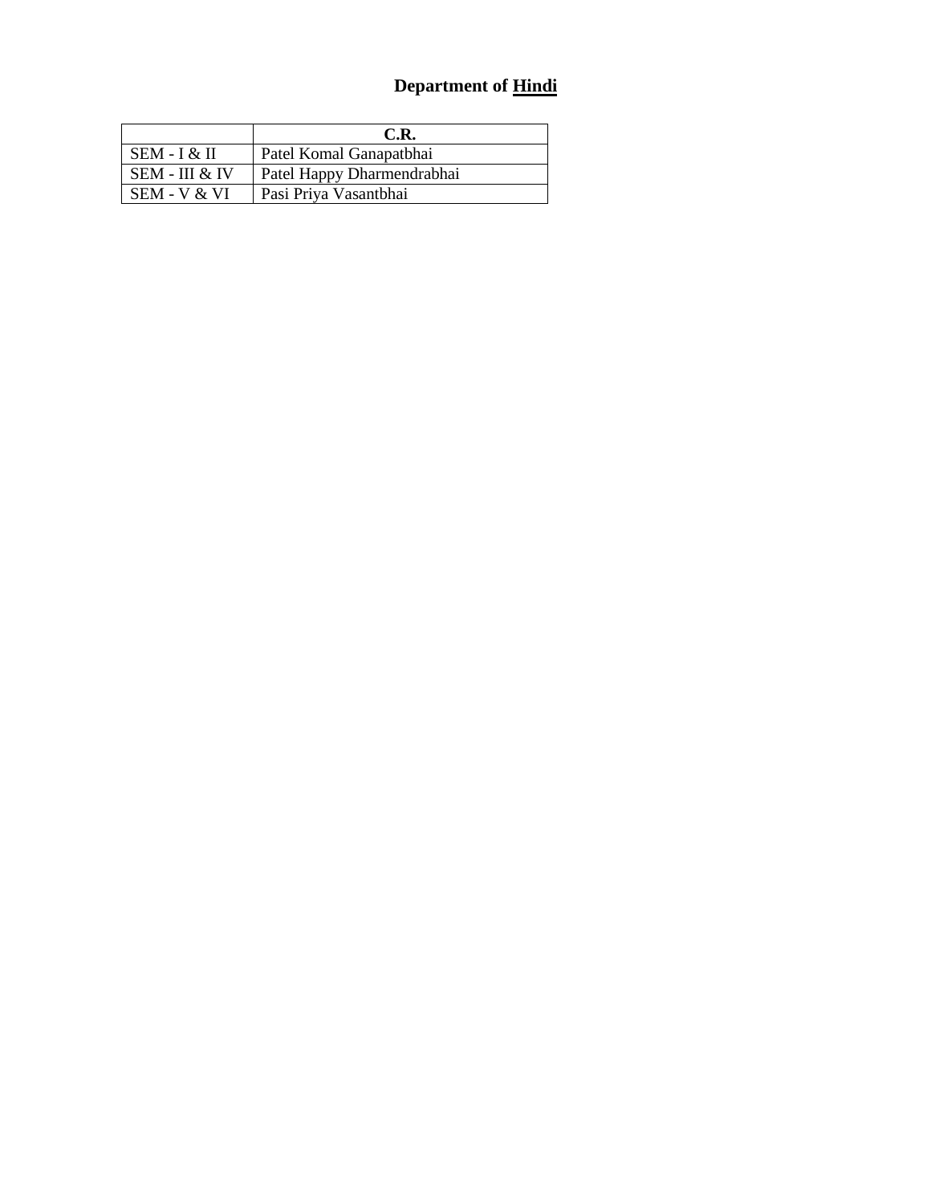# Department of Hindi

| | C.R. |
|---|---|
| SEM - I & II | Patel Komal Ganapatbhai |
| SEM - III & IV | Patel Happy Dharmendrabhai |
| SEM - V & VI | Pasi Priya Vasantbhai |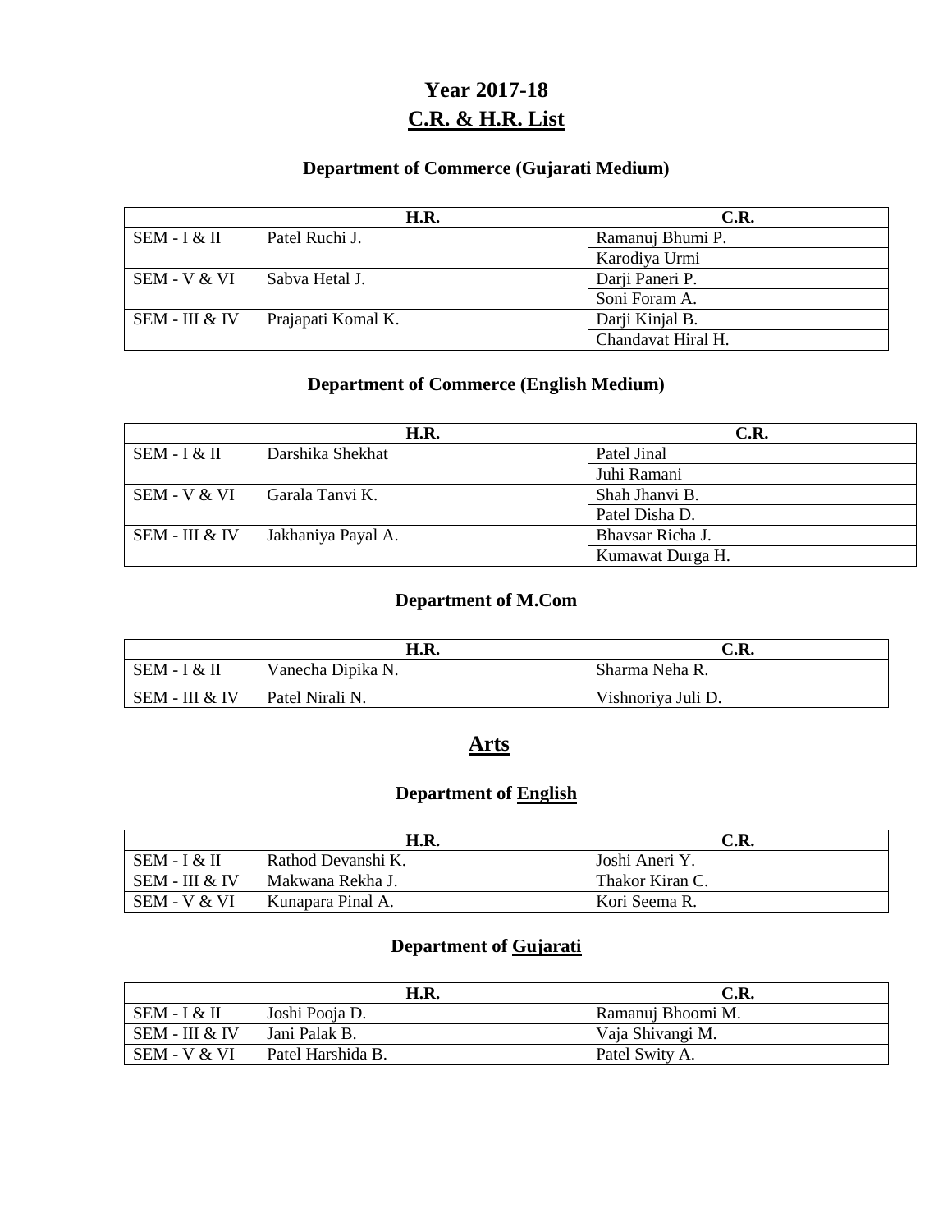# Year 2017-18

## C.R. & H.R. List

### Department of Commerce (Gujarati Medium)

| | H.R. | C.R. |
|---|---|---|
| SEM - I & II | Patel Ruchi J. | Ramanuj Bhumi P. |
| | | Karodiya Urmi |
| SEM - V & VI | Sabva Hetal J. | Darji Paneri P. |
| | | Soni Foram A. |
| SEM - III & IV | Prajapati Komal K. | Darji Kinjal B. |
| | | Chandavat Hiral H. |

### Department of Commerce (English Medium)

| | H.R. | C.R. |
|---|---|---|
| SEM - I & II | Darshika Shekhat | Patel Jinal |
| | | Juhi Ramani |
| SEM - V & VI | Garala Tanvi K. | Shah Jhanvi B. |
| | | Patel Disha D. |
| SEM - III & IV | Jakhaniya Payal A. | Bhavsar Richa J. |
| | | Kumawat Durga H. |

### Department of M.Com

| | H.R. | C.R. |
|---|---|---|
| SEM - I & II | Vanecha Dipika N. | Sharma Neha R. |
| SEM - III & IV | Patel Nirali N. | Vishnoriya Juli D. |

## Arts

### Department of English

| | H.R. | C.R. |
|---|---|---|
| SEM - I & II | Rathod Devanshi K. | Joshi Aneri Y. |
| SEM - III & IV | Makwana Rekha J. | Thakor Kiran C. |
| SEM - V & VI | Kunapara Pinal A. | Kori Seema R. |

### Department of Gujarati

| | H.R. | C.R. |
|---|---|---|
| SEM - I & II | Joshi Pooja D. | Ramanuj Bhoomi M. |
| SEM - III & IV | Jani Palak B. | Vaja Shivangi M. |
| SEM - V & VI | Patel Harshida B. | Patel Swity A. |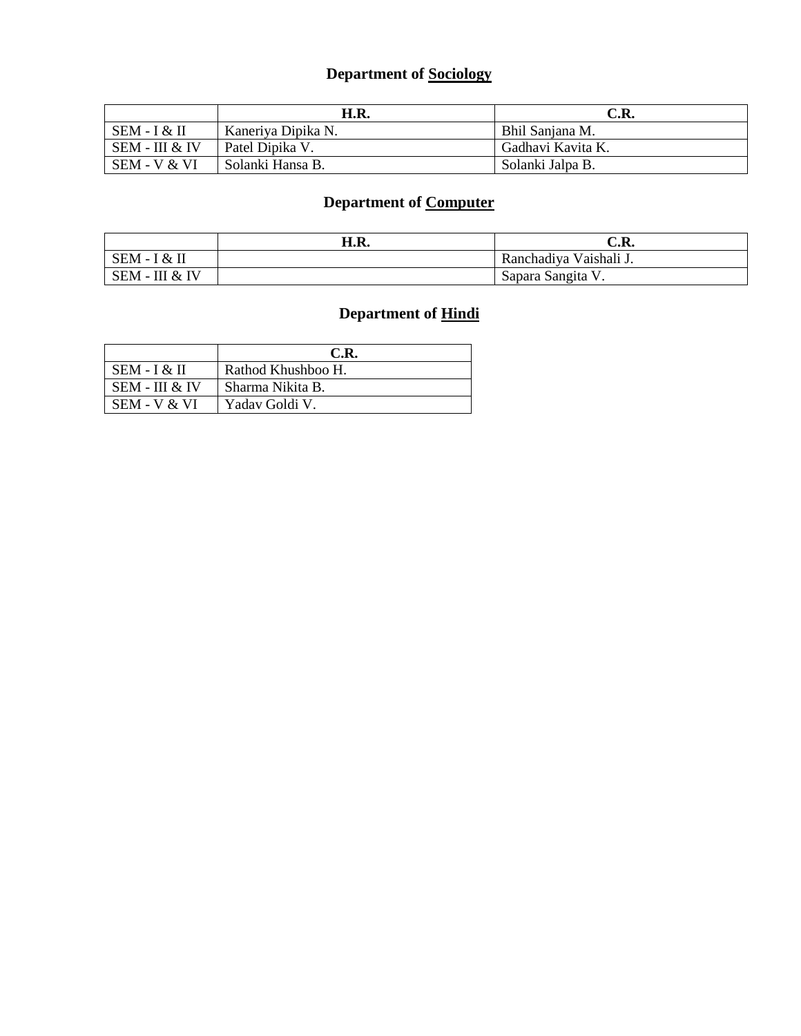## Department of <u>Sociology</u>

| | H.R. | C.R. |
|---|---|---|
| SEM - I & II | Kaneriya Dipika N. | Bhil Sanjana M. |
| SEM - III & IV | Patel Dipika V. | Gadhavi Kavita K. |
| SEM - V & VI | Solanki Hansa B. | Solanki Jalpa B. |

## Department of <u>Computer</u>

| | H.R. | C.R. |
|---|---|---|
| SEM - I & II | | Ranchadiya Vaishali J. |
| SEM - III & IV | | Sapara Sangita V. |

## Department of <u>Hindi</u>

| | C.R. |
|---|---|
| SEM - I & II | Rathod Khushboo H. |
| SEM - III & IV | Sharma Nikita B. |
| SEM - V & VI | Yadav Goldi V. |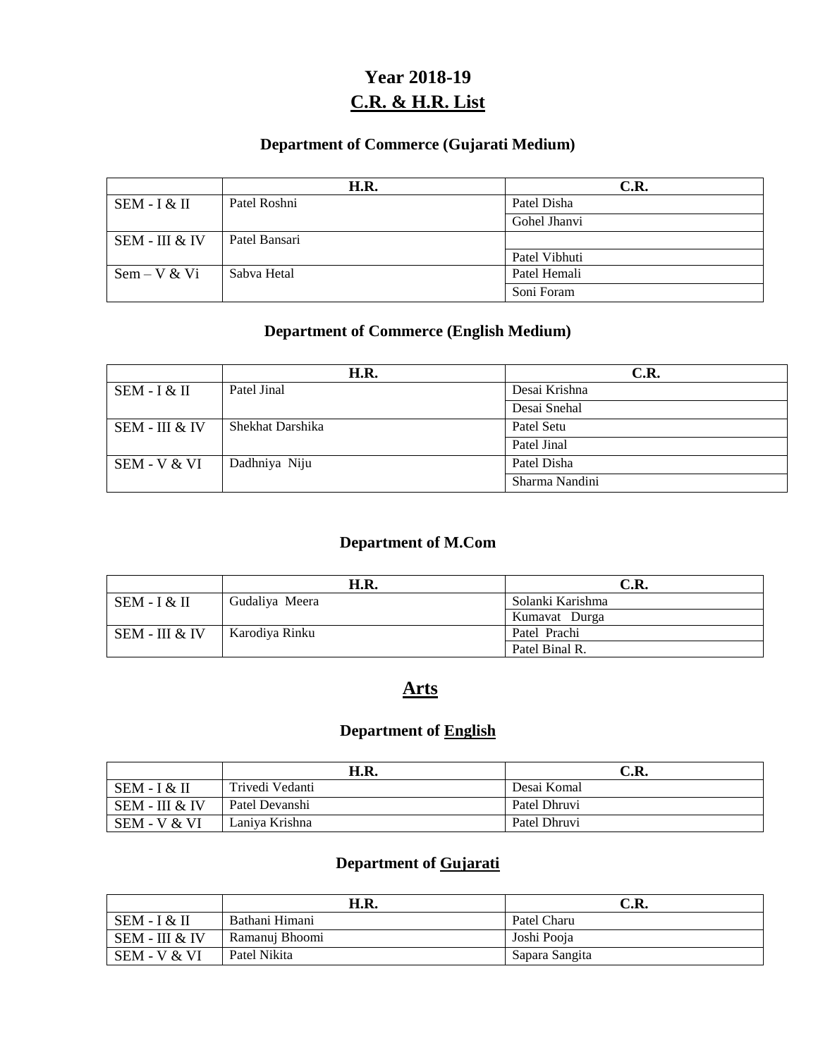# Year 2018-19

## C.R. & H.R. List

### Department of Commerce (Gujarati Medium)

| | H.R. | C.R. |
|---|---|---|
| SEM - I & II | Patel Roshni | Patel Disha |
| | | Gohel Jhanvi |
| SEM - III & IV | Patel Bansari | |
| | | Patel Vibhuti |
| Sem – V & Vi | Sabva Hetal | Patel Hemali |
| | | Soni Foram |

### Department of Commerce (English Medium)

| | H.R. | C.R. |
|---|---|---|
| SEM - I & II | Patel Jinal | Desai Krishna |
| | | Desai Snehal |
| SEM - III & IV | Shekhat Darshika | Patel Setu |
| | | Patel Jinal |
| SEM - V & VI | Dadhniya Niju | Patel Disha |
| | | Sharma Nandini |

### Department of M.Com

| | H.R. | C.R. |
|---|---|---|
| SEM - I & II | Gudaliya Meera | Solanki Karishma |
| | | Kumavat Durga |
| SEM - III & IV | Karodiya Rinku | Patel Prachi |
| | | Patel Binal R. |

## Arts

### Department of English

| | H.R. | C.R. |
|---|---|---|
| SEM - I & II | Trivedi Vedanti | Desai Komal |
| SEM - III & IV | Patel Devanshi | Patel Dhruvi |
| SEM - V & VI | Laniya Krishna | Patel Dhruvi |

### Department of Gujarati

| | H.R. | C.R. |
|---|---|---|
| SEM - I & II | Bathani Himani | Patel Charu |
| SEM - III & IV | Ramanuj Bhoomi | Joshi Pooja |
| SEM - V & VI | Patel Nikita | Sapara Sangita |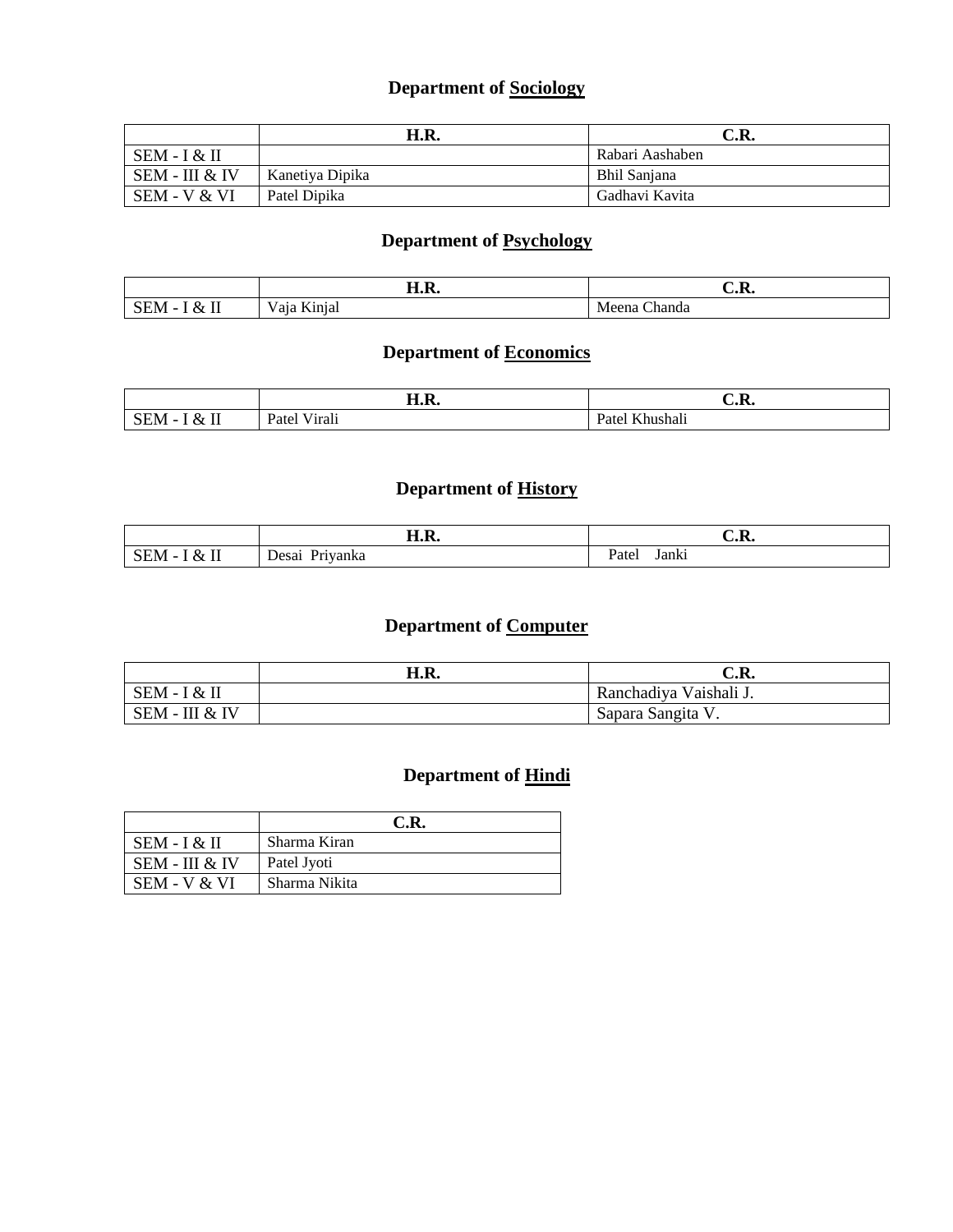## Department of <u>Sociology</u>

| | H.R. | C.R. |
|---|---|---|
| SEM - I & II | | Rabari Aashaben |
| SEM - III & IV | Kanetiya Dipika | Bhil Sanjana |
| SEM - V & VI | Patel Dipika | Gadhavi Kavita |

## Department of <u>Psychology</u>

| | H.R. | C.R. |
|---|---|---|
| SEM - I & II | Vaja Kinjal | Meena Chanda |

## Department of <u>Economics</u>

| | H.R. | C.R. |
|---|---|---|
| SEM - I & II | Patel Virali | Patel Khushali |

## Department of <u>History</u>

| | H.R. | C.R. |
|---|---|---|
| SEM - I & II | Desai Priyanka | Patel Janki |

## Department of <u>Computer</u>

| | H.R. | C.R. |
|---|---|---|
| SEM - I & II | | Ranchadiya Vaishali J. |
| SEM - III & IV | | Sapara Sangita V. |

## Department of <u>Hindi</u>

| | C.R. |
|---|---|
| SEM - I & II | Sharma Kiran |
| SEM - III & IV | Patel Jyoti |
| SEM - V & VI | Sharma Nikita |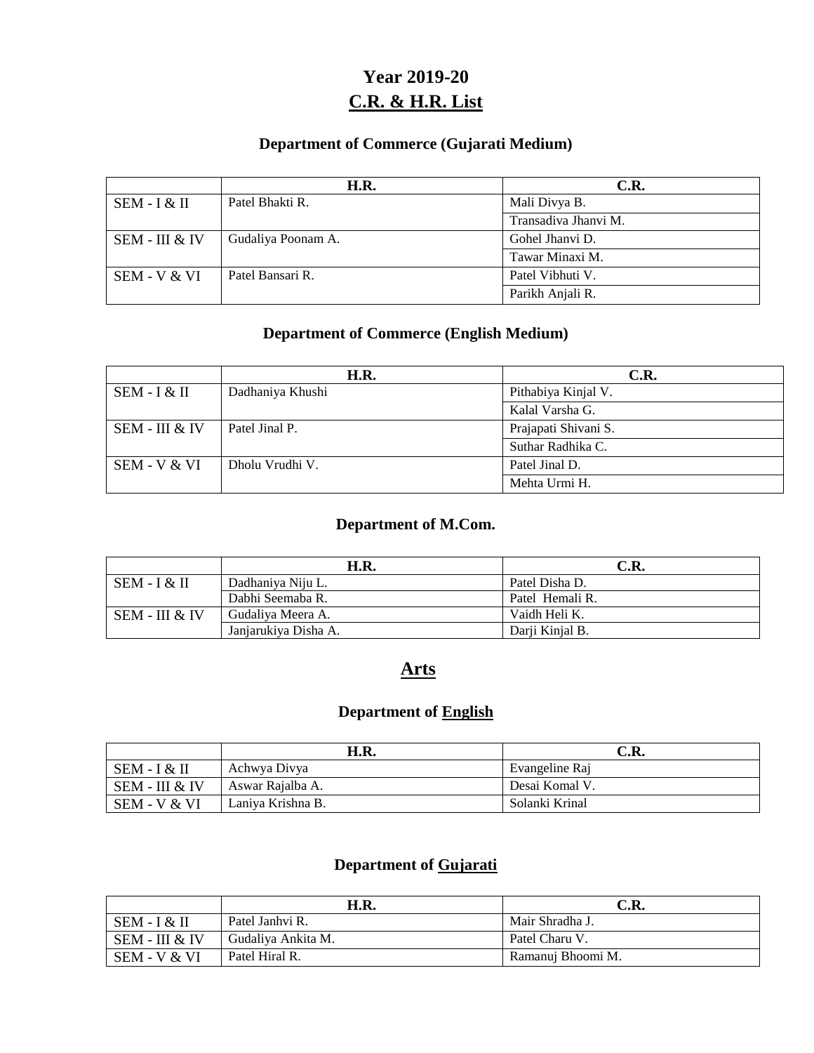# Year 2019-20

## C.R. & H.R. List

### Department of Commerce (Gujarati Medium)

| | H.R. | C.R. |
|---|---|---|
| SEM - I & II | Patel Bhakti R. | Mali Divya B. |
| | | Transadiva Jhanvi M. |
| SEM - III & IV | Gudaliya Poonam A. | Gohel Jhanvi D. |
| | | Tawar Minaxi M. |
| SEM - V & VI | Patel Bansari R. | Patel Vibhuti V. |
| | | Parikh Anjali R. |

### Department of Commerce (English Medium)

| | H.R. | C.R. |
|---|---|---|
| SEM - I & II | Dadhaniya Khushi | Pithabiya Kinjal V. |
| | | Kalal Varsha G. |
| SEM - III & IV | Patel Jinal P. | Prajapati Shivani S. |
| | | Suthar Radhika C. |
| SEM - V & VI | Dholu Vrudhi V. | Patel Jinal D. |
| | | Mehta Urmi H. |

### Department of M.Com.

| | H.R. | C.R. |
|---|---|---|
| SEM - I & II | Dadhaniya Niju L. | Patel Disha D. |
| | Dabhi Seemaba R. | Patel Hemali R. |
| SEM - III & IV | Gudaliya Meera A. | Vaidh Heli K. |
| | Janjarukiya Disha A. | Darji Kinjal B. |

## Arts

### Department of English

| | H.R. | C.R. |
|---|---|---|
| SEM - I & II | Achwya Divya | Evangeline Raj |
| SEM - III & IV | Aswar Rajalba A. | Desai Komal V. |
| SEM - V & VI | Laniya Krishna B. | Solanki Krinal |

### Department of Gujarati

| | H.R. | C.R. |
|---|---|---|
| SEM - I & II | Patel Janhvi R. | Mair Shradha J. |
| SEM - III & IV | Gudaliya Ankita M. | Patel Charu V. |
| SEM - V & VI | Patel Hiral R. | Ramanuj Bhoomi M. |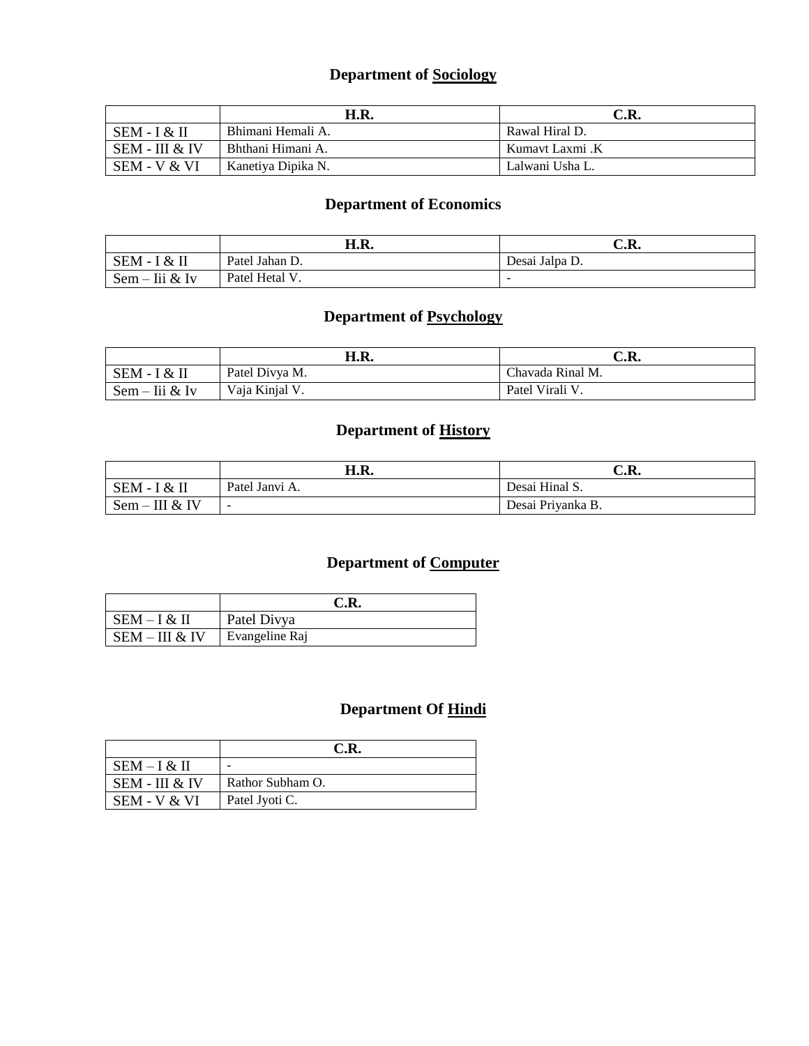## Department of Sociology

| | H.R. | C.R. |
|---|---|---|
| SEM - I & II | Bhimani Hemali A. | Rawal Hiral D. |
| SEM - III & IV | Bhthani Himani A. | Kumavt Laxmi .K |
| SEM - V & VI | Kanetiya Dipika N. | Lalwani Usha L. |

## Department of Economics

| | H.R. | C.R. |
|---|---|---|
| SEM - I & II | Patel Jahan D. | Desai Jalpa D. |
| Sem – Iii & Iv | Patel Hetal V. | - |

## Department of Psychology

| | H.R. | C.R. |
|---|---|---|
| SEM - I & II | Patel Divya M. | Chavada Rinal M. |
| Sem – Iii & Iv | Vaja Kinjal V. | Patel Virali V. |

## Department of History

| | H.R. | C.R. |
|---|---|---|
| SEM - I & II | Patel Janvi A. | Desai Hinal S. |
| Sem – III & IV | - | Desai Priyanka B. |

## Department of Computer

| | C.R. |
|---|---|
| SEM – I & II | Patel Divya |
| SEM – III & IV | Evangeline Raj |

## Department Of Hindi

| | C.R. |
|---|---|
| SEM – I & II | - |
| SEM - III & IV | Rathor Subham O. |
| SEM - V & VI | Patel Jyoti C. |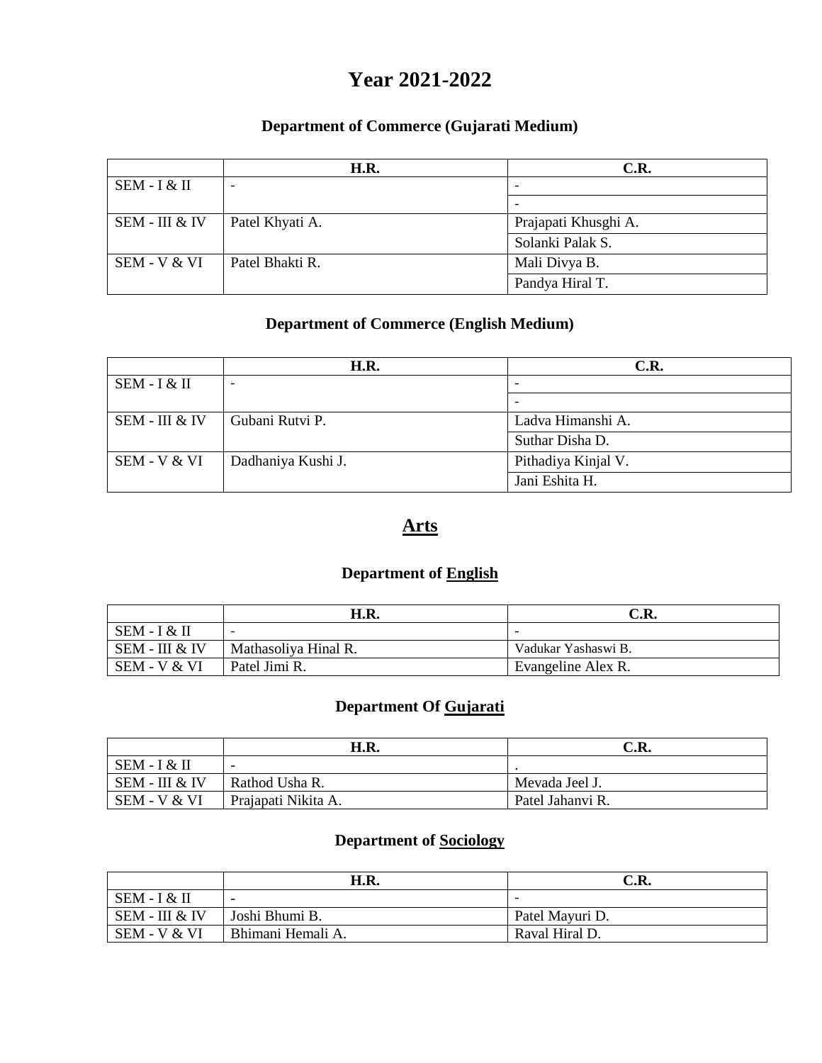# Year 2021-2022

## Department of Commerce (Gujarati Medium)

| | H.R. | C.R. |
|---|---|---|
| SEM - I & II | - | - |
| | | - |
| SEM - III & IV | Patel Khyati A. | Prajapati Khusghi A. |
| | | Solanki Palak S. |
| SEM - V & VI | Patel Bhakti R. | Mali Divya B. |
| | | Pandya Hiral T. |

## Department of Commerce (English Medium)

| | H.R. | C.R. |
|---|---|---|
| SEM - I & II | - | - |
| | | - |
| SEM - III & IV | Gubani Rutvi P. | Ladva Himanshi A. |
| | | Suthar Disha D. |
| SEM - V & VI | Dadhaniya Kushi J. | Pithadiya Kinjal V. |
| | | Jani Eshita H. |

# Arts

## Department of English

| | H.R. | C.R. |
|---|---|---|
| SEM - I & II | - | - |
| SEM - III & IV | Mathasoliya Hinal R. | Vadukar Yashaswi B. |
| SEM - V & VI | Patel Jimi R. | Evangeline Alex R. |

## Department Of Gujarati

| | H.R. | C.R. |
|---|---|---|
| SEM - I & II | - | . |
| SEM - III & IV | Rathod Usha R. | Mevada Jeel J. |
| SEM - V & VI | Prajapati Nikita A. | Patel Jahanvi R. |

## Department of Sociology

| | H.R. | C.R. |
|---|---|---|
| SEM - I & II | - | - |
| SEM - III & IV | Joshi Bhumi B. | Patel Mayuri D. |
| SEM - V & VI | Bhimani Hemali A. | Raval Hiral D. |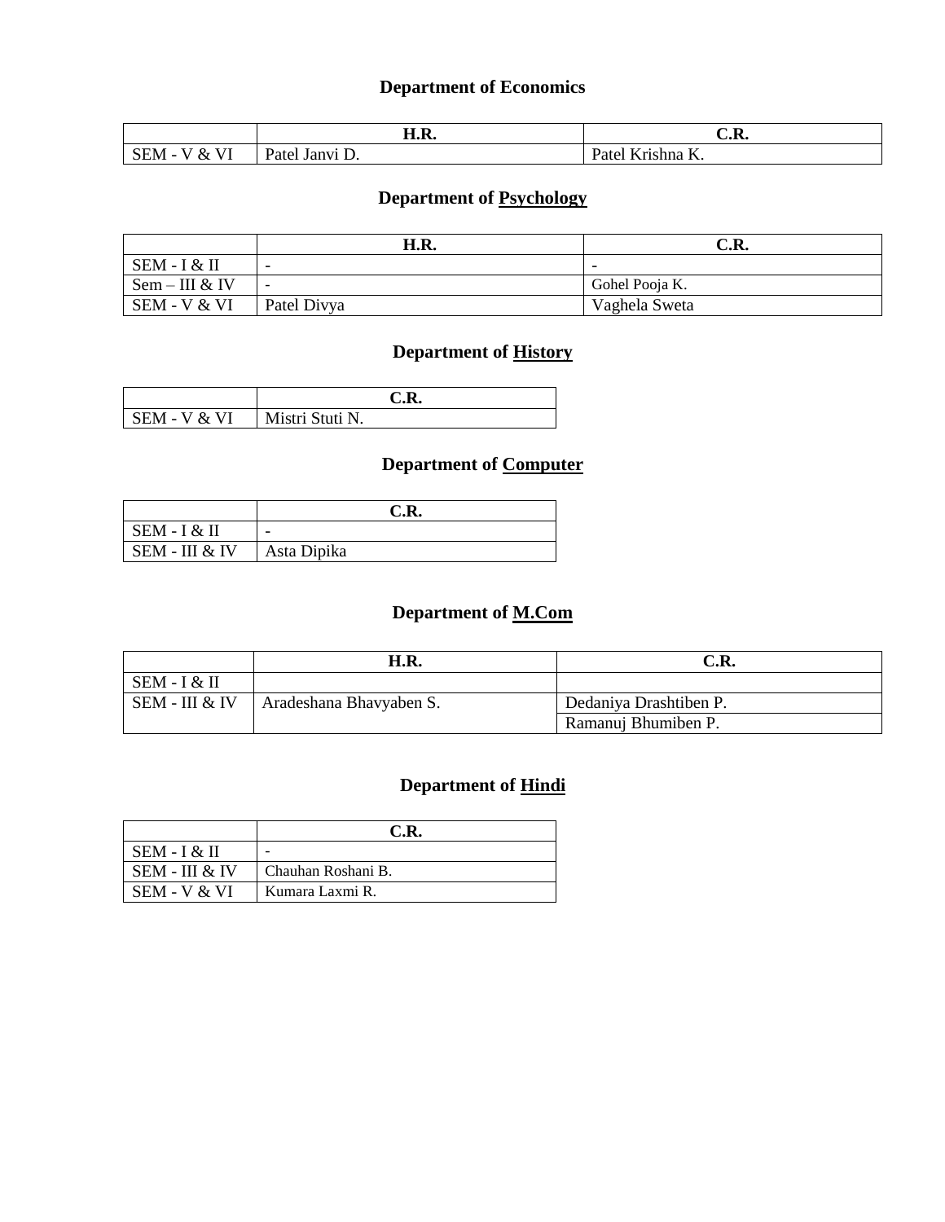## Department of Economics

| | H.R. | C.R. |
|---|---|---|
| SEM - V & VI | Patel Janvi D. | Patel Krishna K. |

## Department of Psychology

| | H.R. | C.R. |
|---|---|---|
| SEM - I & II | - | - |
| Sem – III & IV | - | Gohel Pooja K. |
| SEM - V & VI | Patel Divya | Vaghela Sweta |

## Department of History

| | C.R. |
|---|---|
| SEM - V & VI | Mistri Stuti N. |

## Department of Computer

| | C.R. |
|---|---|
| SEM - I & II | - |
| SEM - III & IV | Asta Dipika |

## Department of M.Com

| | H.R. | C.R. |
|---|---|---|
| SEM - I & II | | |
| SEM - III & IV | Aradeshana Bhavyaben S. | Dedaniya Drashtiben P. |
| | | Ramanuj Bhumiben P. |

## Department of Hindi

| | C.R. |
|---|---|
| SEM - I & II | - |
| SEM - III & IV | Chauhan Roshani B. |
| SEM - V & VI | Kumara Laxmi R. |